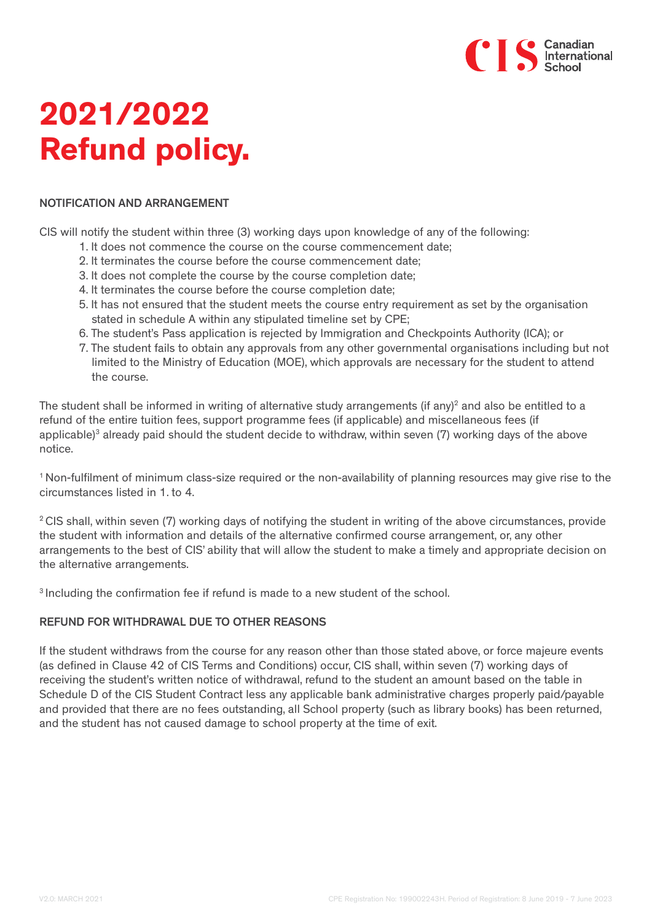# 2021/2022
# Refund policy.

### NOTIFICATION AND ARRANGEMENT

CIS will notify the student within three (3) working days upon knowledge of any of the following:

1. It does not commence the course on the course commencement date;
2. It terminates the course before the course commencement date;
3. It does not complete the course by the course completion date;
4. It terminates the course before the course completion date;
5. It has not ensured that the student meets the course entry requirement as set by the organisation stated in schedule A within any stipulated timeline set by CPE;
6. The student's Pass application is rejected by Immigration and Checkpoints Authority (ICA); or
7. The student fails to obtain any approvals from any other governmental organisations including but not limited to the Ministry of Education (MOE), which approvals are necessary for the student to attend the course.

The student shall be informed in writing of alternative study arrangements (if any)[2] and also be entitled to a refund of the entire tuition fees, support programme fees (if applicable) and miscellaneous fees (if applicable)[3] already paid should the student decide to withdraw, within seven (7) working days of the above notice.

[1] Non-fulfilment of minimum class-size required or the non-availability of planning resources may give rise to the circumstances listed in 1. to 4.

[2] CIS shall, within seven (7) working days of notifying the student in writing of the above circumstances, provide the student with information and details of the alternative confirmed course arrangement, or, any other arrangements to the best of CIS' ability that will allow the student to make a timely and appropriate decision on the alternative arrangements.

[3] Including the confirmation fee if refund is made to a new student of the school.

### REFUND FOR WITHDRAWAL DUE TO OTHER REASONS

If the student withdraws from the course for any reason other than those stated above, or force majeure events (as defined in Clause 42 of CIS Terms and Conditions) occur, CIS shall, within seven (7) working days of receiving the student's written notice of withdrawal, refund to the student an amount based on the table in Schedule D of the CIS Student Contract less any applicable bank administrative charges properly paid/payable and provided that there are no fees outstanding, all School property (such as library books) has been returned, and the student has not caused damage to school property at the time of exit.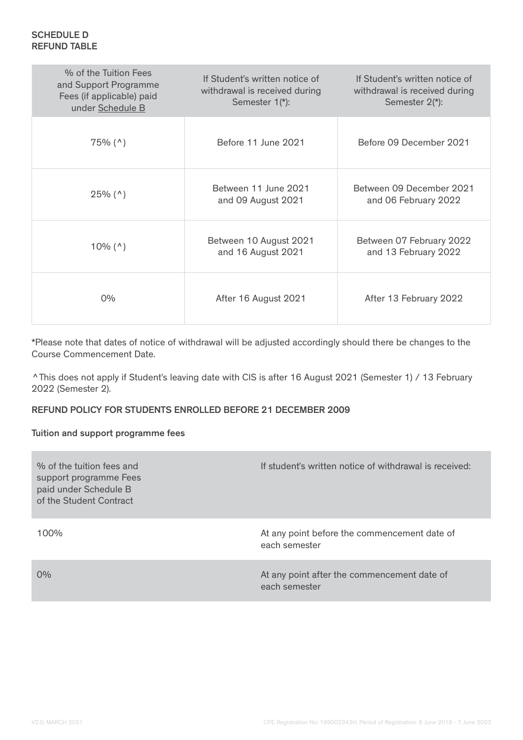## SCHEDULE D
## REFUND TABLE

| % of the Tuition Fees and Support Programme Fees (if applicable) paid under Schedule B | If Student's written notice of withdrawal is received during Semester 1(*): | If Student's written notice of withdrawal is received during Semester 2(*): |
|---|---|---|
| 75% (^) | Before 11 June 2021 | Before 09 December 2021 |
| 25% (^) | Between 11 June 2021 and 09 August 2021 | Between 09 December 2021 and 06 February 2022 |
| 10% (^) | Between 10 August 2021 and 16 August 2021 | Between 07 February 2022 and 13 February 2022 |
| 0% | After 16 August 2021 | After 13 February 2022 |

*Please note that dates of notice of withdrawal will be adjusted accordingly should there be changes to the Course Commencement Date.

^ This does not apply if Student's leaving date with CIS is after 16 August 2021 (Semester 1) / 13 February 2022 (Semester 2).

### REFUND POLICY FOR STUDENTS ENROLLED BEFORE 21 DECEMBER 2009

#### Tuition and support programme fees

| % of the tuition fees and support programme Fees paid under Schedule B of the Student Contract | If student's written notice of withdrawal is received: |
|---|---|
| 100% | At any point before the commencement date of each semester |
| 0% | At any point after the commencement date of each semester |

V2.0: MARCH 2021

CPE Registration No: 199002243H. Period of Registration: 8 June 2019 - 7 June 2023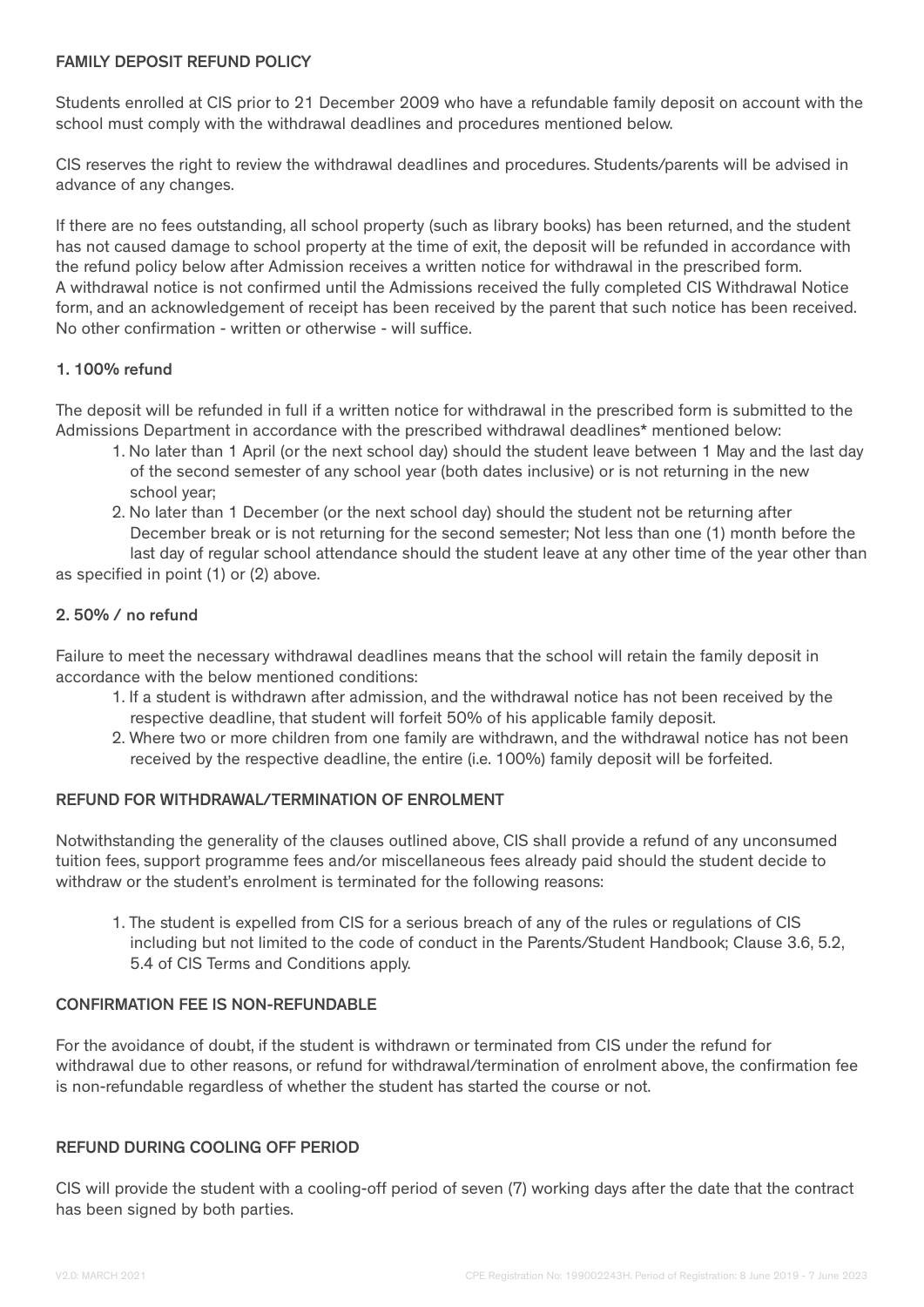### FAMILY DEPOSIT REFUND POLICY

Students enrolled at CIS prior to 21 December 2009 who have a refundable family deposit on account with the school must comply with the withdrawal deadlines and procedures mentioned below.

CIS reserves the right to review the withdrawal deadlines and procedures. Students/parents will be advised in advance of any changes.

If there are no fees outstanding, all school property (such as library books) has been returned, and the student has not caused damage to school property at the time of exit, the deposit will be refunded in accordance with the refund policy below after Admission receives a written notice for withdrawal in the prescribed form. A withdrawal notice is not confirmed until the Admissions received the fully completed CIS Withdrawal Notice form, and an acknowledgement of receipt has been received by the parent that such notice has been received. No other confirmation - written or otherwise - will suffice.

#### 1. 100% refund

The deposit will be refunded in full if a written notice for withdrawal in the prescribed form is submitted to the Admissions Department in accordance with the prescribed withdrawal deadlines* mentioned below:

1. No later than 1 April (or the next school day) should the student leave between 1 May and the last day of the second semester of any school year (both dates inclusive) or is not returning in the new school year;
2. No later than 1 December (or the next school day) should the student not be returning after December break or is not returning for the second semester; Not less than one (1) month before the last day of regular school attendance should the student leave at any other time of the year other than as specified in point (1) or (2) above.

#### 2. 50% / no refund

Failure to meet the necessary withdrawal deadlines means that the school will retain the family deposit in accordance with the below mentioned conditions:

1. If a student is withdrawn after admission, and the withdrawal notice has not been received by the respective deadline, that student will forfeit 50% of his applicable family deposit.
2. Where two or more children from one family are withdrawn, and the withdrawal notice has not been received by the respective deadline, the entire (i.e. 100%) family deposit will be forfeited.

### REFUND FOR WITHDRAWAL/TERMINATION OF ENROLMENT

Notwithstanding the generality of the clauses outlined above, CIS shall provide a refund of any unconsumed tuition fees, support programme fees and/or miscellaneous fees already paid should the student decide to withdraw or the student's enrolment is terminated for the following reasons:

1. The student is expelled from CIS for a serious breach of any of the rules or regulations of CIS including but not limited to the code of conduct in the Parents/Student Handbook; Clause 3.6, 5.2, 5.4 of CIS Terms and Conditions apply.

### CONFIRMATION FEE IS NON-REFUNDABLE

For the avoidance of doubt, if the student is withdrawn or terminated from CIS under the refund for withdrawal due to other reasons, or refund for withdrawal/termination of enrolment above, the confirmation fee is non-refundable regardless of whether the student has started the course or not.

### REFUND DURING COOLING OFF PERIOD

CIS will provide the student with a cooling-off period of seven (7) working days after the date that the contract has been signed by both parties.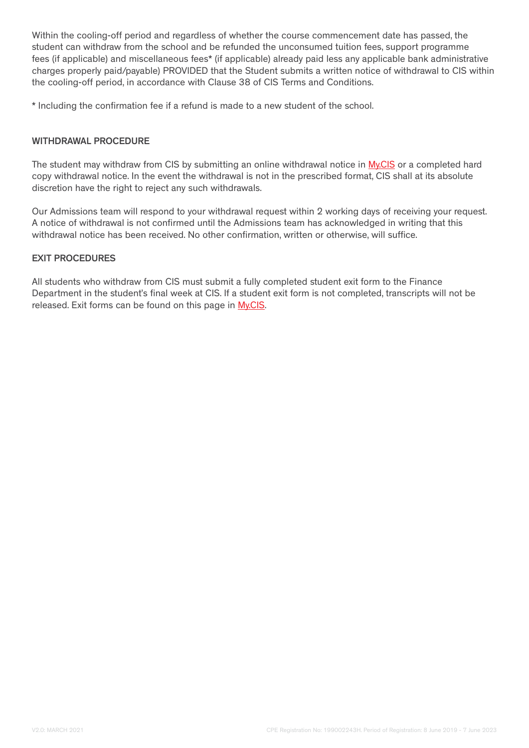Within the cooling-off period and regardless of whether the course commencement date has passed, the student can withdraw from the school and be refunded the unconsumed tuition fees, support programme fees (if applicable) and miscellaneous fees* (if applicable) already paid less any applicable bank administrative charges properly paid/payable) PROVIDED that the Student submits a written notice of withdrawal to CIS within the cooling-off period, in accordance with Clause 38 of CIS Terms and Conditions.

* Including the confirmation fee if a refund is made to a new student of the school.

## WITHDRAWAL PROCEDURE

The student may withdraw from CIS by submitting an online withdrawal notice in My.CIS or a completed hard copy withdrawal notice. In the event the withdrawal is not in the prescribed format, CIS shall at its absolute discretion have the right to reject any such withdrawals.

Our Admissions team will respond to your withdrawal request within 2 working days of receiving your request. A notice of withdrawal is not confirmed until the Admissions team has acknowledged in writing that this withdrawal notice has been received. No other confirmation, written or otherwise, will suffice.

## EXIT PROCEDURES

All students who withdraw from CIS must submit a fully completed student exit form to the Finance Department in the student's final week at CIS. If a student exit form is not completed, transcripts will not be released. Exit forms can be found on this page in My.CIS.